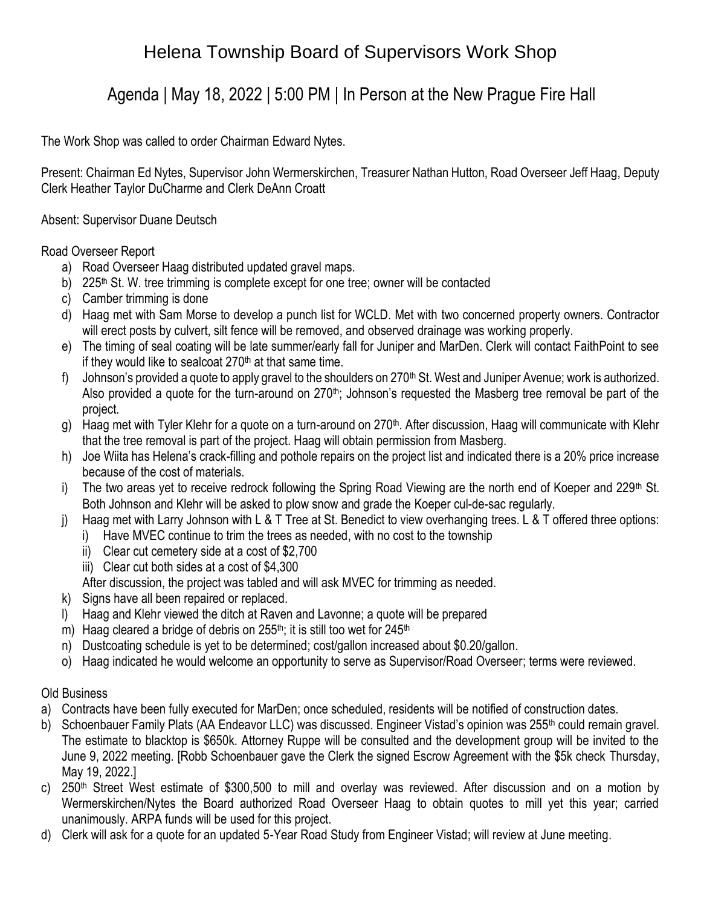# Helena Township Board of Supervisors Work Shop

## Agenda | May 18, 2022 | 5:00 PM | In Person at the New Prague Fire Hall

The Work Shop was called to order Chairman Edward Nytes.

Present: Chairman Ed Nytes, Supervisor John Wermerskirchen, Treasurer Nathan Hutton, Road Overseer Jeff Haag, Deputy Clerk Heather Taylor DuCharme and Clerk DeAnn Croatt

Absent: Supervisor Duane Deutsch

Road Overseer Report

a) Road Overseer Haag distributed updated gravel maps.
b) 225th St. W. tree trimming is complete except for one tree; owner will be contacted
c) Camber trimming is done
d) Haag met with Sam Morse to develop a punch list for WCLD. Met with two concerned property owners. Contractor will erect posts by culvert, silt fence will be removed, and observed drainage was working properly.
e) The timing of seal coating will be late summer/early fall for Juniper and MarDen. Clerk will contact FaithPoint to see if they would like to sealcoat 270th at that same time.
f) Johnson's provided a quote to apply gravel to the shoulders on 270th St. West and Juniper Avenue; work is authorized. Also provided a quote for the turn-around on 270th; Johnson's requested the Masberg tree removal be part of the project.
g) Haag met with Tyler Klehr for a quote on a turn-around on 270th. After discussion, Haag will communicate with Klehr that the tree removal is part of the project. Haag will obtain permission from Masberg.
h) Joe Wiita has Helena's crack-filling and pothole repairs on the project list and indicated there is a 20% price increase because of the cost of materials.
i) The two areas yet to receive redrock following the Spring Road Viewing are the north end of Koeper and 229th St. Both Johnson and Klehr will be asked to plow snow and grade the Koeper cul-de-sac regularly.
j) Haag met with Larry Johnson with L & T Tree at St. Benedict to view overhanging trees. L & T offered three options:
   i) Have MVEC continue to trim the trees as needed, with no cost to the township
   ii) Clear cut cemetery side at a cost of $2,700
   iii) Clear cut both sides at a cost of $4,300

   After discussion, the project was tabled and will ask MVEC for trimming as needed.
k) Signs have all been repaired or replaced.
l) Haag and Klehr viewed the ditch at Raven and Lavonne; a quote will be prepared
m) Haag cleared a bridge of debris on 255th; it is still too wet for 245th
n) Dustcoating schedule is yet to be determined; cost/gallon increased about $0.20/gallon.
o) Haag indicated he would welcome an opportunity to serve as Supervisor/Road Overseer; terms were reviewed.

Old Business

a) Contracts have been fully executed for MarDen; once scheduled, residents will be notified of construction dates.
b) Schoenbauer Family Plats (AA Endeavor LLC) was discussed. Engineer Vistad's opinion was 255th could remain gravel. The estimate to blacktop is $650k. Attorney Ruppe will be consulted and the development group will be invited to the June 9, 2022 meeting. [Robb Schoenbauer gave the Clerk the signed Escrow Agreement with the $5k check Thursday, May 19, 2022.]
c) 250th Street West estimate of $300,500 to mill and overlay was reviewed. After discussion and on a motion by Wermerskirchen/Nytes the Board authorized Road Overseer Haag to obtain quotes to mill yet this year; carried unanimously. ARPA funds will be used for this project.
d) Clerk will ask for a quote for an updated 5-Year Road Study from Engineer Vistad; will review at June meeting.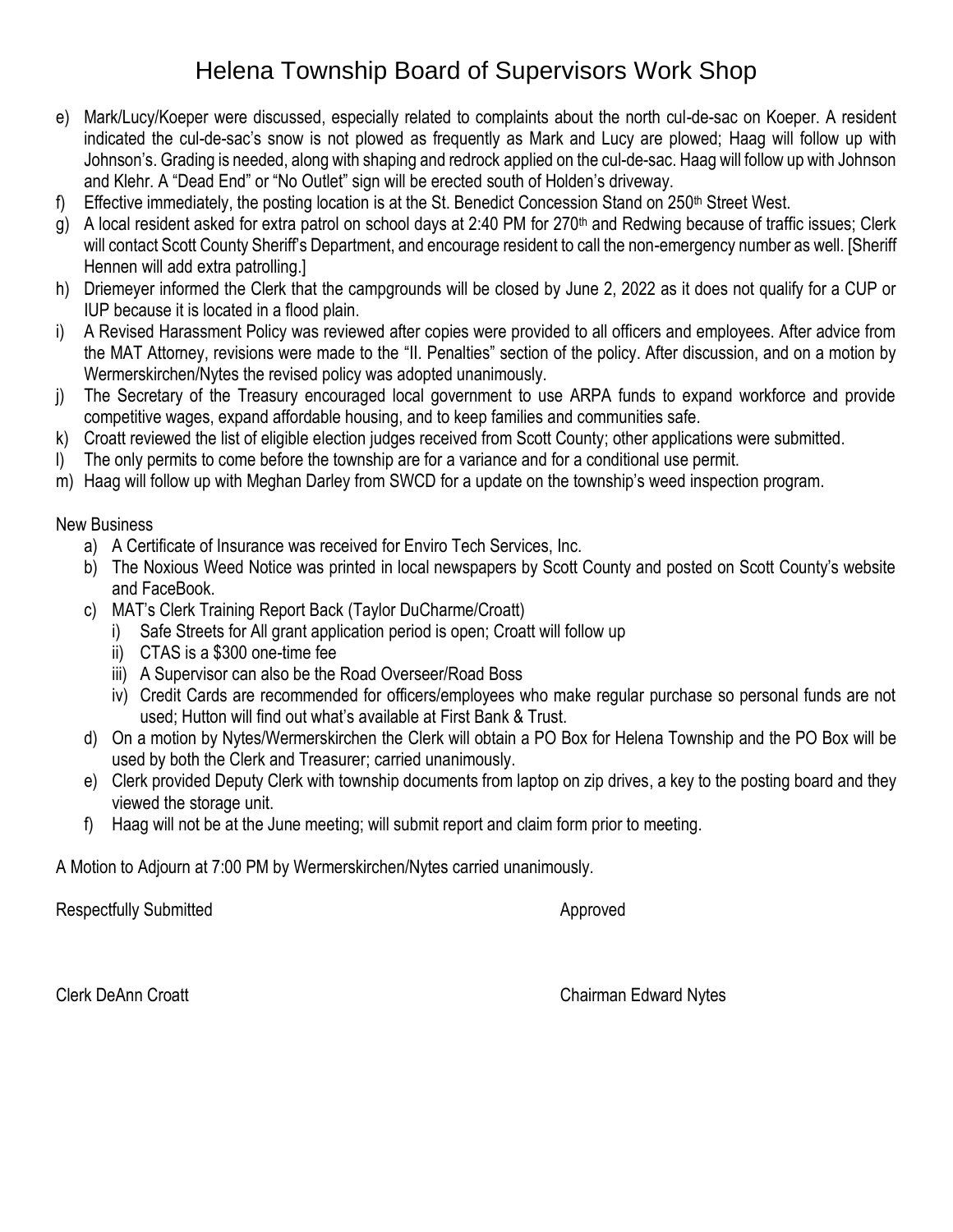# Helena Township Board of Supervisors Work Shop

e) Mark/Lucy/Koeper were discussed, especially related to complaints about the north cul-de-sac on Koeper. A resident indicated the cul-de-sac's snow is not plowed as frequently as Mark and Lucy are plowed; Haag will follow up with Johnson's. Grading is needed, along with shaping and redrock applied on the cul-de-sac. Haag will follow up with Johnson and Klehr. A "Dead End" or "No Outlet" sign will be erected south of Holden's driveway.

f) Effective immediately, the posting location is at the St. Benedict Concession Stand on 250th Street West.

g) A local resident asked for extra patrol on school days at 2:40 PM for 270th and Redwing because of traffic issues; Clerk will contact Scott County Sheriff's Department, and encourage resident to call the non-emergency number as well. [Sheriff Hennen will add extra patrolling.]

h) Driemeyer informed the Clerk that the campgrounds will be closed by June 2, 2022 as it does not qualify for a CUP or IUP because it is located in a flood plain.

i) A Revised Harassment Policy was reviewed after copies were provided to all officers and employees. After advice from the MAT Attorney, revisions were made to the "II. Penalties" section of the policy. After discussion, and on a motion by Wermerskirchen/Nytes the revised policy was adopted unanimously.

j) The Secretary of the Treasury encouraged local government to use ARPA funds to expand workforce and provide competitive wages, expand affordable housing, and to keep families and communities safe.

k) Croatt reviewed the list of eligible election judges received from Scott County; other applications were submitted.

l) The only permits to come before the township are for a variance and for a conditional use permit.

m) Haag will follow up with Meghan Darley from SWCD for a update on the township's weed inspection program.

New Business

a) A Certificate of Insurance was received for Enviro Tech Services, Inc.

b) The Noxious Weed Notice was printed in local newspapers by Scott County and posted on Scott County's website and FaceBook.

c) MAT's Clerk Training Report Back (Taylor DuCharme/Croatt)
   i) Safe Streets for All grant application period is open; Croatt will follow up
   ii) CTAS is a $300 one-time fee
   iii) A Supervisor can also be the Road Overseer/Road Boss
   iv) Credit Cards are recommended for officers/employees who make regular purchase so personal funds are not used; Hutton will find out what's available at First Bank & Trust.

d) On a motion by Nytes/Wermerskirchen the Clerk will obtain a PO Box for Helena Township and the PO Box will be used by both the Clerk and Treasurer; carried unanimously.

e) Clerk provided Deputy Clerk with township documents from laptop on zip drives, a key to the posting board and they viewed the storage unit.

f) Haag will not be at the June meeting; will submit report and claim form prior to meeting.

A Motion to Adjourn at 7:00 PM by Wermerskirchen/Nytes carried unanimously.

Respectfully Submitted

Approved

Clerk DeAnn Croatt

Chairman Edward Nytes